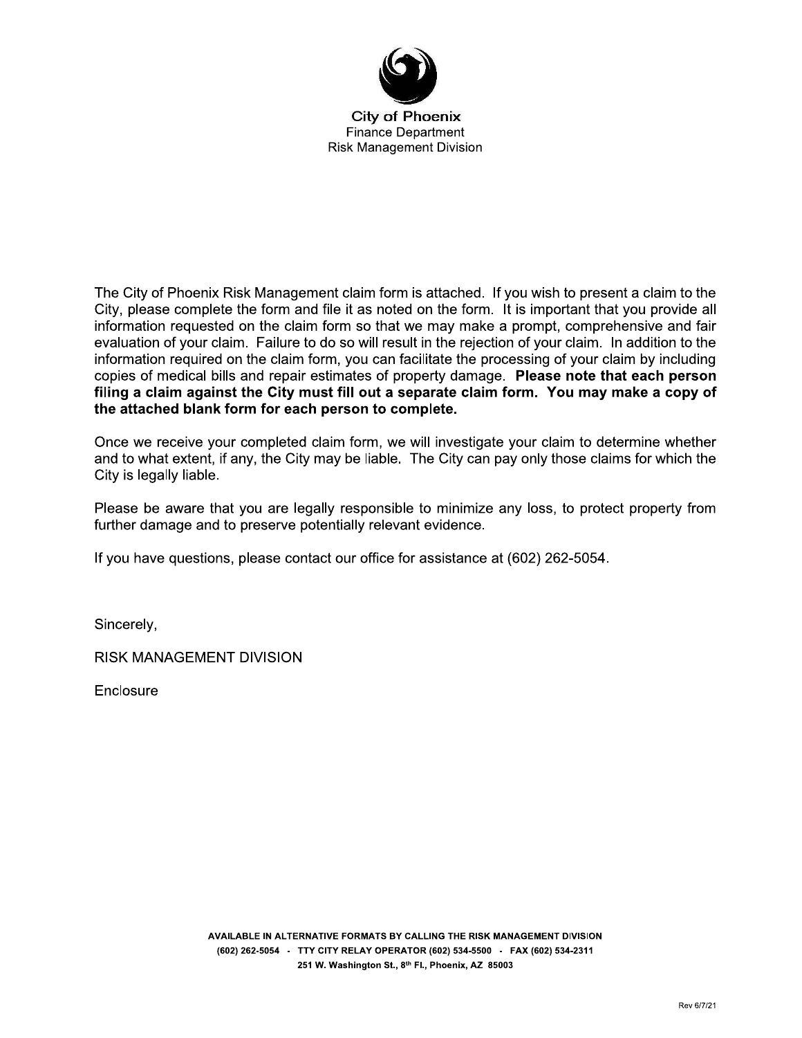City of Phoenix
Finance Department
Risk Management Division

The City of Phoenix Risk Management claim form is attached. If you wish to present a claim to the City, please complete the form and file it as noted on the form. It is important that you provide all information requested on the claim form so that we may make a prompt, comprehensive and fair evaluation of your claim. Failure to do so will result in the rejection of your claim. In addition to the information required on the claim form, you can facilitate the processing of your claim by including copies of medical bills and repair estimates of property damage. **Please note that each person filing a claim against the City must fill out a separate claim form. You may make a copy of the attached blank form for each person to complete.**

Once we receive your completed claim form, we will investigate your claim to determine whether and to what extent, if any, the City may be liable. The City can pay only those claims for which the City is legally liable.

Please be aware that you are legally responsible to minimize any loss, to protect property from further damage and to preserve potentially relevant evidence.

If you have questions, please contact our office for assistance at (602) 262-5054.

Sincerely,

RISK MANAGEMENT DIVISION

Enclosure

**AVAILABLE IN ALTERNATIVE FORMATS BY CALLING THE RISK MANAGEMENT DIVISION**
**(602) 262-5054 - TTY CITY RELAY OPERATOR (602) 534-5500 - FAX (602) 534-2311**
**251 W. Washington St., 8th Fl., Phoenix, AZ 85003**

Rev 6/7/21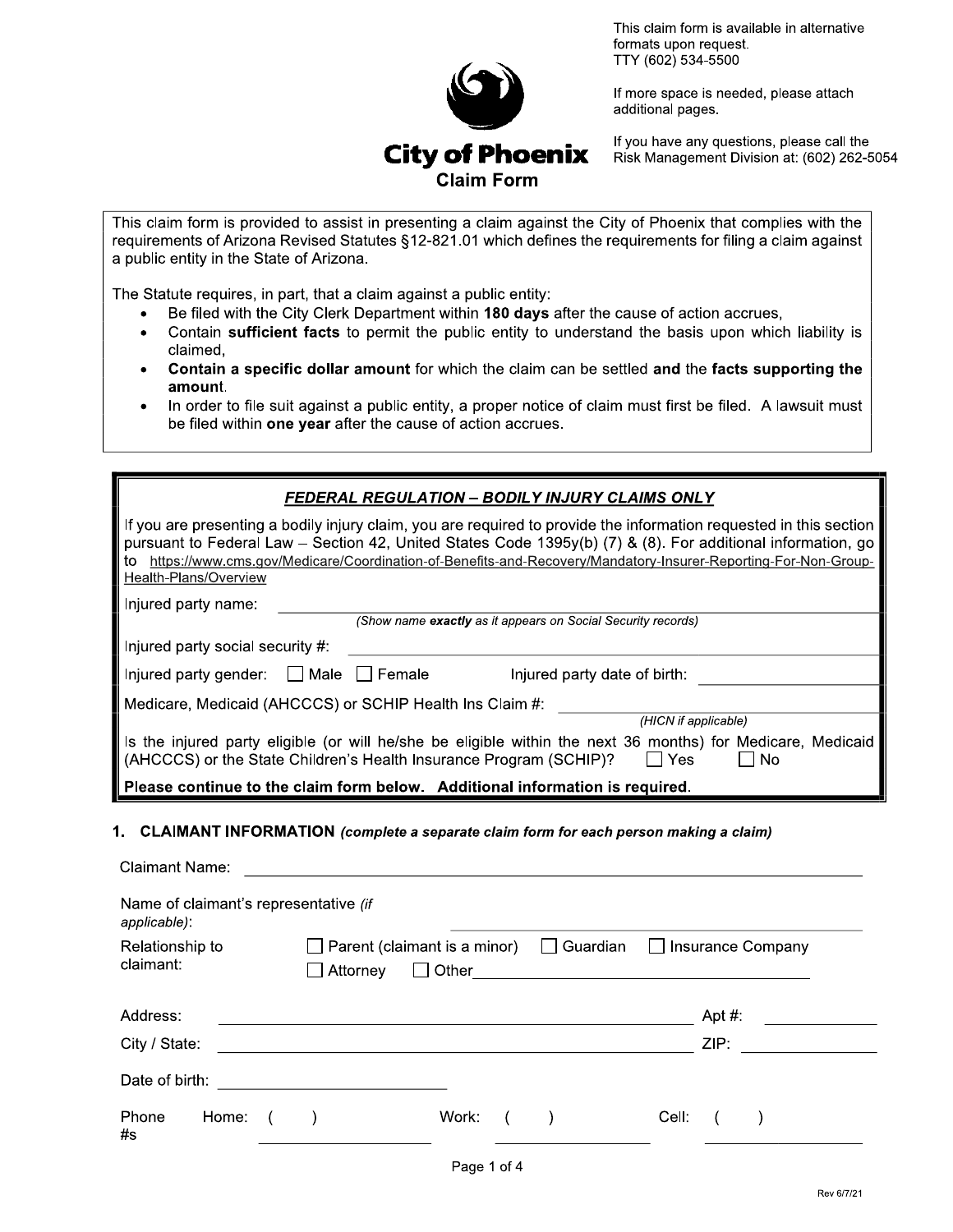This claim form is available in alternative formats upon request.
TTY (602) 534-5500

If more space is needed, please attach additional pages.

If you have any questions, please call the Risk Management Division at: (602) 262-5054

# City of Phoenix

## Claim Form

This claim form is provided to assist in presenting a claim against the City of Phoenix that complies with the requirements of Arizona Revised Statutes §12-821.01 which defines the requirements for filing a claim against a public entity in the State of Arizona.

The Statute requires, in part, that a claim against a public entity:

- Be filed with the City Clerk Department within **180 days** after the cause of action accrues,
- Contain **sufficient facts** to permit the public entity to understand the basis upon which liability is claimed,
- **Contain a specific dollar amount** for which the claim can be settled **and** the **facts supporting the amount**.
- In order to file suit against a public entity, a proper notice of claim must first be filed. A lawsuit must be filed within **one year** after the cause of action accrues.

### *FEDERAL REGULATION – BODILY INJURY CLAIMS ONLY*

If you are presenting a bodily injury claim, you are required to provide the information requested in this section pursuant to Federal Law – Section 42, United States Code 1395y(b) (7) & (8). For additional information, go to https://www.cms.gov/Medicare/Coordination-of-Benefits-and-Recovery/Mandatory-Insurer-Reporting-For-Non-Group-Health-Plans/Overview

Injured party name: ______________________________
*(Show name **exactly** as it appears on Social Security records)*

Injured party social security #: ______________________________

Injured party gender: ☐ Male ☐ Female Injured party date of birth: ______________

Medicare, Medicaid (AHCCCS) or SCHIP Health Ins Claim #: ______________
*(HICN if applicable)*

Is the injured party eligible (or will he/she be eligible within the next 36 months) for Medicare, Medicaid (AHCCCS) or the State Children's Health Insurance Program (SCHIP)? ☐ Yes ☐ No

**Please continue to the claim form below. Additional information is required.**

### 1. CLAIMANT INFORMATION *(complete a separate claim form for each person making a claim)*

Claimant Name: ______________________________

Name of claimant's representative *(if applicable)*: ______________________________

Relationship to claimant: ☐ Parent (claimant is a minor) ☐ Guardian ☐ Insurance Company ☐ Attorney ☐ Other ______________

Address: ______________________________ Apt #: __________

City / State: ______________________________ ZIP: __________

Date of birth: ______________

Phone #s Home: ( ) __________ Work: ( ) __________ Cell: ( ) __________

Rev 6/7/21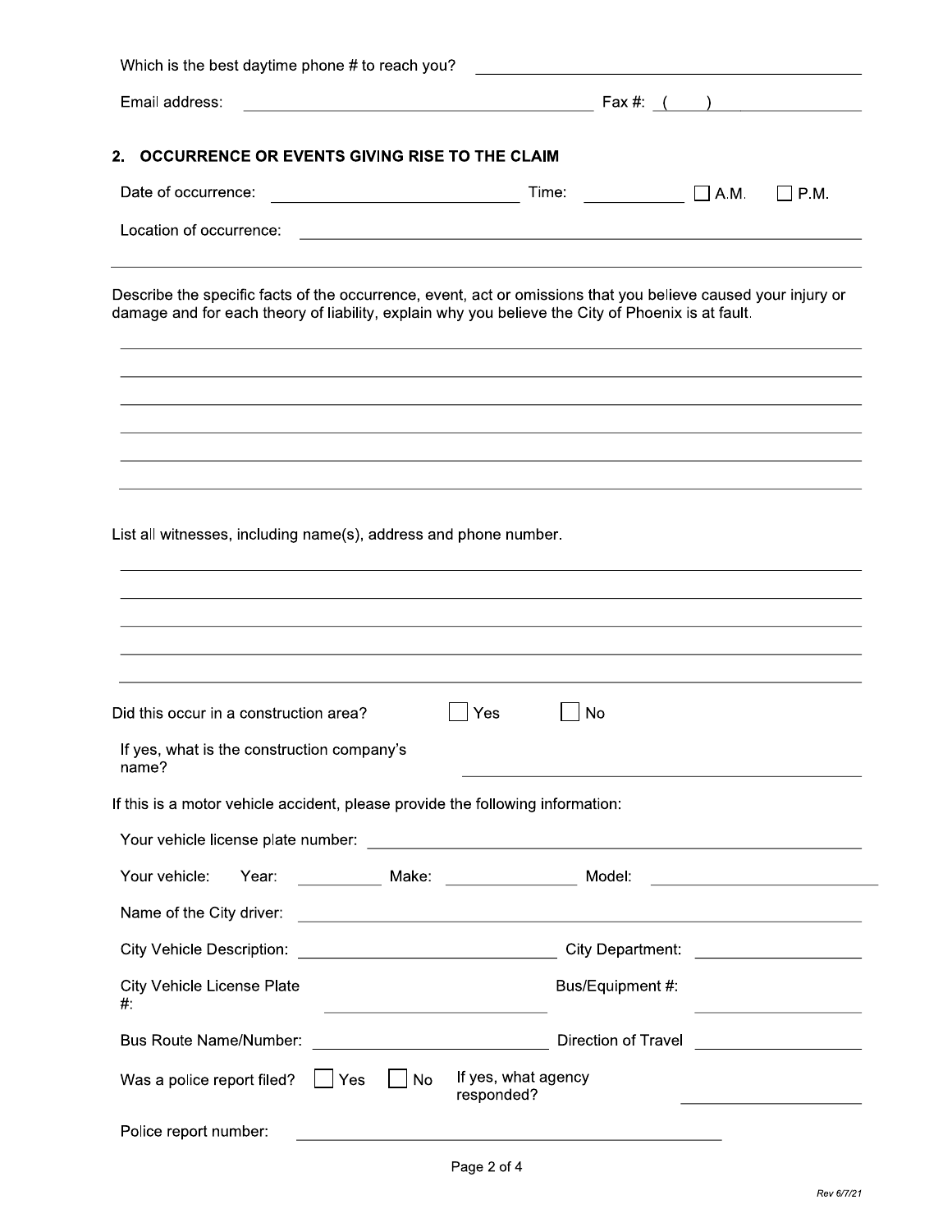Which is the best daytime phone # to reach you? ______________________

Email address: ______________________ Fax #: ( ) ______________________

## 2. OCCURRENCE OR EVENTS GIVING RISE TO THE CLAIM

Date of occurrence: ______________________ Time: __________ ☐ A.M. ☐ P.M.

Location of occurrence: ______________________

Describe the specific facts of the occurrence, event, act or omissions that you believe caused your injury or damage and for each theory of liability, explain why you believe the City of Phoenix is at fault.

______________________

______________________

______________________

______________________

______________________

______________________

List all witnesses, including name(s), address and phone number.

______________________

______________________

______________________

______________________

______________________

Did this occur in a construction area? ☐ Yes ☐ No

If yes, what is the construction company's name? ______________________

If this is a motor vehicle accident, please provide the following information:

Your vehicle license plate number: ______________________

Your vehicle: Year: __________ Make: __________ Model: __________

Name of the City driver: ______________________

City Vehicle Description: ______________________ City Department: ______________________

City Vehicle License Plate #: ______________________ Bus/Equipment #: ______________________

Bus Route Name/Number: ______________________ Direction of Travel ______________________

Was a police report filed? ☐ Yes ☐ No If yes, what agency responded? ______________________

Police report number: ______________________

Rev 6/7/21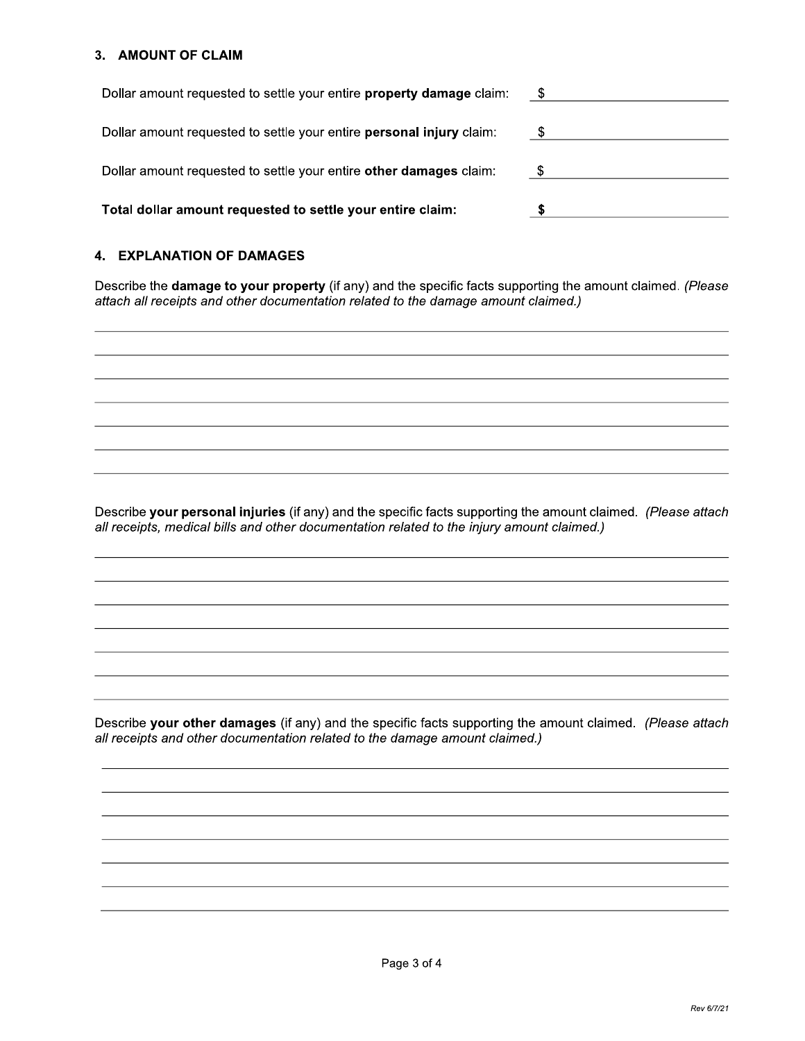## 3. AMOUNT OF CLAIM

Dollar amount requested to settle your entire **property damage** claim: $ ____________

Dollar amount requested to settle your entire **personal injury** claim: $ ____________

Dollar amount requested to settle your entire **other damages** claim: $ ____________

**Total dollar amount requested to settle your entire claim:** **$** ____________

## 4. EXPLANATION OF DAMAGES

Describe the **damage to your property** (if any) and the specific facts supporting the amount claimed. *(Please attach all receipts and other documentation related to the damage amount claimed.)*

______________________________________________________________________________

______________________________________________________________________________

______________________________________________________________________________

______________________________________________________________________________

______________________________________________________________________________

______________________________________________________________________________

______________________________________________________________________________

Describe **your personal injuries** (if any) and the specific facts supporting the amount claimed. *(Please attach all receipts, medical bills and other documentation related to the injury amount claimed.)*

______________________________________________________________________________

______________________________________________________________________________

______________________________________________________________________________

______________________________________________________________________________

______________________________________________________________________________

______________________________________________________________________________

______________________________________________________________________________

Describe **your other damages** (if any) and the specific facts supporting the amount claimed. *(Please attach all receipts and other documentation related to the damage amount claimed.)*

______________________________________________________________________________

______________________________________________________________________________

______________________________________________________________________________

______________________________________________________________________________

______________________________________________________________________________

______________________________________________________________________________

______________________________________________________________________________

Rev 6/7/21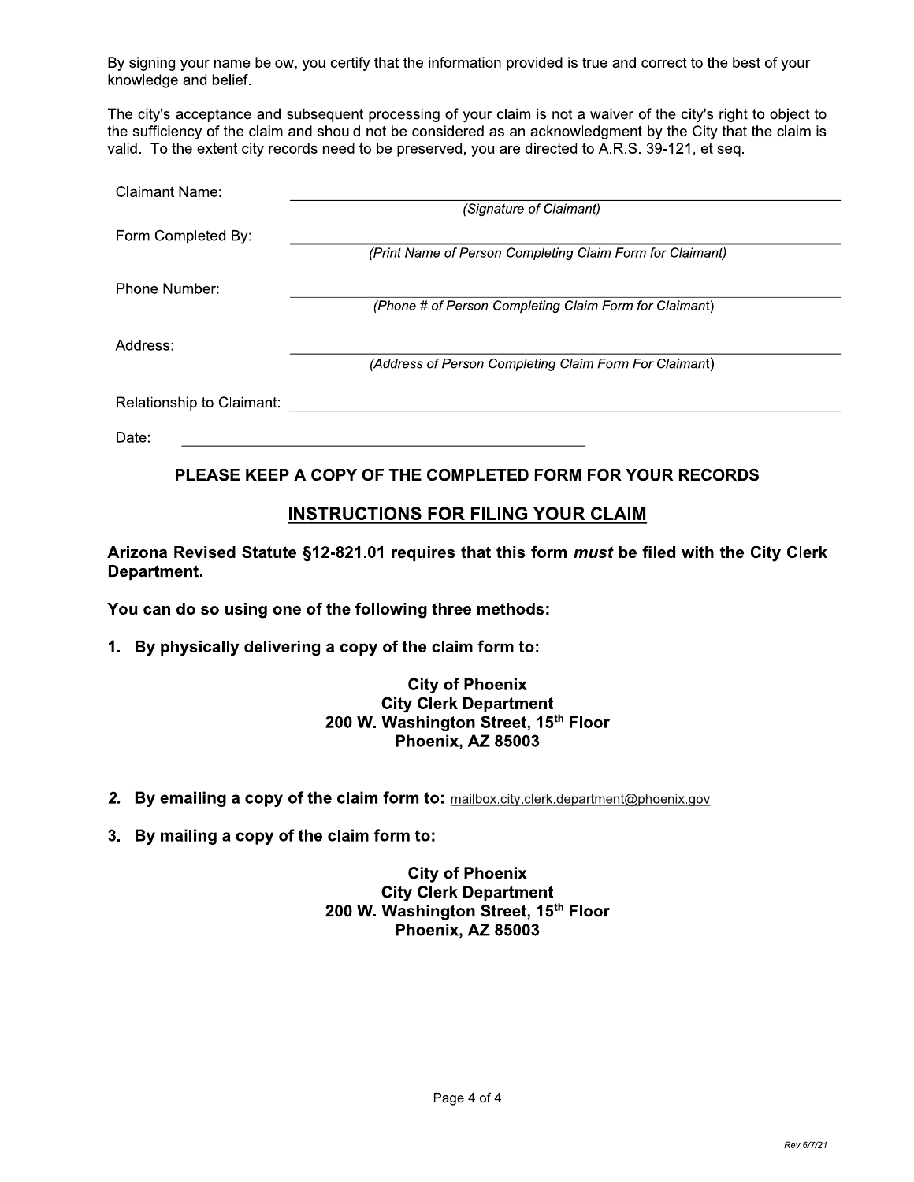By signing your name below, you certify that the information provided is true and correct to the best of your knowledge and belief.

The city's acceptance and subsequent processing of your claim is not a waiver of the city's right to object to the sufficiency of the claim and should not be considered as an acknowledgment by the City that the claim is valid. To the extent city records need to be preserved, you are directed to A.R.S. 39-121, et seq.

Claimant Name: \_\_\_\_\_\_\_\_\_\_\_\_\_\_\_\_\_\_\_\_\_\_\_\_\_\_\_\_\_\_\_\_\_\_\_\_\_\_\_\_\_\_\_\_
*(Signature of Claimant)*

Form Completed By: \_\_\_\_\_\_\_\_\_\_\_\_\_\_\_\_\_\_\_\_\_\_\_\_\_\_\_\_\_\_\_\_\_\_\_\_\_\_\_\_\_\_\_\_
*(Print Name of Person Completing Claim Form for Claimant)*

Phone Number: \_\_\_\_\_\_\_\_\_\_\_\_\_\_\_\_\_\_\_\_\_\_\_\_\_\_\_\_\_\_\_\_\_\_\_\_\_\_\_\_\_\_\_\_
*(Phone # of Person Completing Claim Form for Claimant)*

Address: \_\_\_\_\_\_\_\_\_\_\_\_\_\_\_\_\_\_\_\_\_\_\_\_\_\_\_\_\_\_\_\_\_\_\_\_\_\_\_\_\_\_\_\_
*(Address of Person Completing Claim Form For Claimant)*

Relationship to Claimant: \_\_\_\_\_\_\_\_\_\_\_\_\_\_\_\_\_\_\_\_\_\_\_\_\_\_\_\_\_\_\_\_\_\_\_\_\_\_\_\_\_\_\_\_

Date: \_\_\_\_\_\_\_\_\_\_\_\_\_\_\_\_\_\_\_\_\_\_\_\_\_\_\_\_\_\_\_\_\_\_\_\_

**PLEASE KEEP A COPY OF THE COMPLETED FORM FOR YOUR RECORDS**

## INSTRUCTIONS FOR FILING YOUR CLAIM

**Arizona Revised Statute §12-821.01 requires that this form *must* be filed with the City Clerk Department.**

**You can do so using one of the following three methods:**

1. **By physically delivering a copy of the claim form to:**

   **City of Phoenix**
   **City Clerk Department**
   **200 W. Washington Street, 15th Floor**
   **Phoenix, AZ 85003**

2. **By emailing a copy of the claim form to:** mailbox.city.clerk.department@phoenix.gov

3. **By mailing a copy of the claim form to:**

   **City of Phoenix**
   **City Clerk Department**
   **200 W. Washington Street, 15th Floor**
   **Phoenix, AZ 85003**

*Rev 6/7/21*